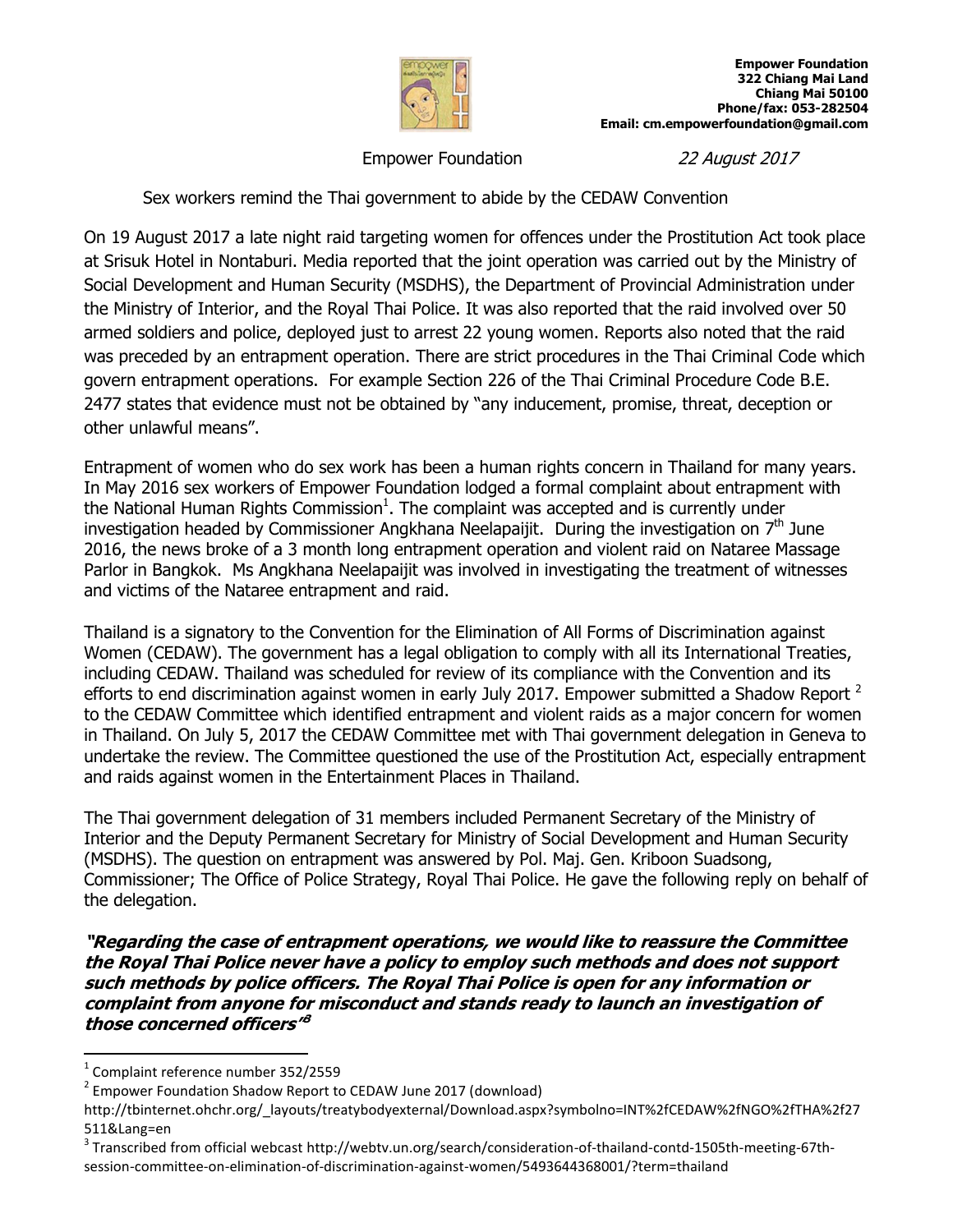**Empower Foundation**
**322 Chiang Mai Land**
**Chiang Mai 50100**
**Phone/fax: 053-282504**
**Email: cm.empowerfoundation@gmail.com**

Empower Foundation *22 August 2017*

Sex workers remind the Thai government to abide by the CEDAW Convention

On 19 August 2017 a late night raid targeting women for offences under the Prostitution Act took place at Srisuk Hotel in Nontaburi. Media reported that the joint operation was carried out by the Ministry of Social Development and Human Security (MSDHS), the Department of Provincial Administration under the Ministry of Interior, and the Royal Thai Police. It was also reported that the raid involved over 50 armed soldiers and police, deployed just to arrest 22 young women. Reports also noted that the raid was preceded by an entrapment operation. There are strict procedures in the Thai Criminal Code which govern entrapment operations. For example Section 226 of the Thai Criminal Procedure Code B.E. 2477 states that evidence must not be obtained by "any inducement, promise, threat, deception or other unlawful means".

Entrapment of women who do sex work has been a human rights concern in Thailand for many years. In May 2016 sex workers of Empower Foundation lodged a formal complaint about entrapment with the National Human Rights Commission[1]. The complaint was accepted and is currently under investigation headed by Commissioner Angkhana Neelapaijit. During the investigation on 7th June 2016, the news broke of a 3 month long entrapment operation and violent raid on Nataree Massage Parlor in Bangkok. Ms Angkhana Neelapaijit was involved in investigating the treatment of witnesses and victims of the Nataree entrapment and raid.

Thailand is a signatory to the Convention for the Elimination of All Forms of Discrimination against Women (CEDAW). The government has a legal obligation to comply with all its International Treaties, including CEDAW. Thailand was scheduled for review of its compliance with the Convention and its efforts to end discrimination against women in early July 2017. Empower submitted a Shadow Report [2] to the CEDAW Committee which identified entrapment and violent raids as a major concern for women in Thailand. On July 5, 2017 the CEDAW Committee met with Thai government delegation in Geneva to undertake the review. The Committee questioned the use of the Prostitution Act, especially entrapment and raids against women in the Entertainment Places in Thailand.

The Thai government delegation of 31 members included Permanent Secretary of the Ministry of Interior and the Deputy Permanent Secretary for Ministry of Social Development and Human Security (MSDHS). The question on entrapment was answered by Pol. Maj. Gen. Kriboon Suadsong, Commissioner; The Office of Police Strategy, Royal Thai Police. He gave the following reply on behalf of the delegation.

***"Regarding the case of entrapment operations, we would like to reassure the Committee the Royal Thai Police never have a policy to employ such methods and does not support such methods by police officers. The Royal Thai Police is open for any information or complaint from anyone for misconduct and stands ready to launch an investigation of those concerned officers"[3]***

---

[1] Complaint reference number 352/2559

[2] Empower Foundation Shadow Report to CEDAW June 2017 (download) http://tbinternet.ohchr.org/_layouts/treatybodyexternal/Download.aspx?symbolno=INT%2fCEDAW%2fNGO%2fTHA%2f27511&Lang=en

[3] Transcribed from official webcast http://webtv.un.org/search/consideration-of-thailand-contd-1505th-meeting-67th-session-committee-on-elimination-of-discrimination-against-women/5493644368001/?term=thailand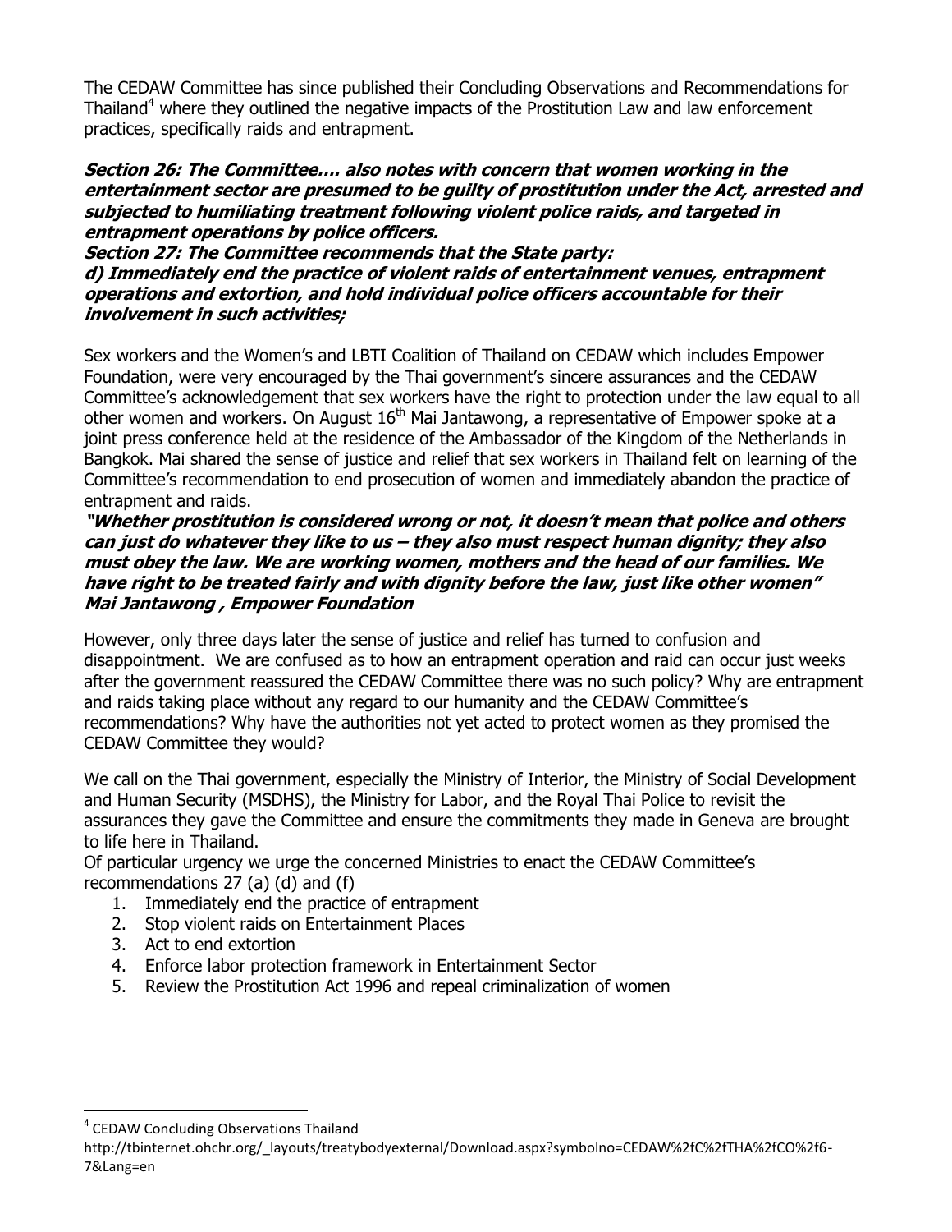The CEDAW Committee has since published their Concluding Observations and Recommendations for Thailand[4] where they outlined the negative impacts of the Prostitution Law and law enforcement practices, specifically raids and entrapment.

***Section 26: The Committee…. also notes with concern that women working in the entertainment sector are presumed to be guilty of prostitution under the Act, arrested and subjected to humiliating treatment following violent police raids, and targeted in entrapment operations by police officers.***
***Section 27: The Committee recommends that the State party:***
***d) Immediately end the practice of violent raids of entertainment venues, entrapment operations and extortion, and hold individual police officers accountable for their involvement in such activities;***

Sex workers and the Women's and LBTI Coalition of Thailand on CEDAW which includes Empower Foundation, were very encouraged by the Thai government's sincere assurances and the CEDAW Committee's acknowledgement that sex workers have the right to protection under the law equal to all other women and workers. On August 16th Mai Jantawong, a representative of Empower spoke at a joint press conference held at the residence of the Ambassador of the Kingdom of the Netherlands in Bangkok. Mai shared the sense of justice and relief that sex workers in Thailand felt on learning of the Committee's recommendation to end prosecution of women and immediately abandon the practice of entrapment and raids.

***"Whether prostitution is considered wrong or not, it doesn't mean that police and others can just do whatever they like to us – they also must respect human dignity; they also must obey the law. We are working women, mothers and the head of our families. We have right to be treated fairly and with dignity before the law, just like other women"***
***Mai Jantawong , Empower Foundation***

However, only three days later the sense of justice and relief has turned to confusion and disappointment. We are confused as to how an entrapment operation and raid can occur just weeks after the government reassured the CEDAW Committee there was no such policy? Why are entrapment and raids taking place without any regard to our humanity and the CEDAW Committee's recommendations? Why have the authorities not yet acted to protect women as they promised the CEDAW Committee they would?

We call on the Thai government, especially the Ministry of Interior, the Ministry of Social Development and Human Security (MSDHS), the Ministry for Labor, and the Royal Thai Police to revisit the assurances they gave the Committee and ensure the commitments they made in Geneva are brought to life here in Thailand.
Of particular urgency we urge the concerned Ministries to enact the CEDAW Committee's recommendations 27 (a) (d) and (f)

1. Immediately end the practice of entrapment
2. Stop violent raids on Entertainment Places
3. Act to end extortion
4. Enforce labor protection framework in Entertainment Sector
5. Review the Prostitution Act 1996 and repeal criminalization of women

[4] CEDAW Concluding Observations Thailand
http://tbinternet.ohchr.org/_layouts/treatybodyexternal/Download.aspx?symbolno=CEDAW%2fC%2fTHA%2fCO%2f6-7&Lang=en